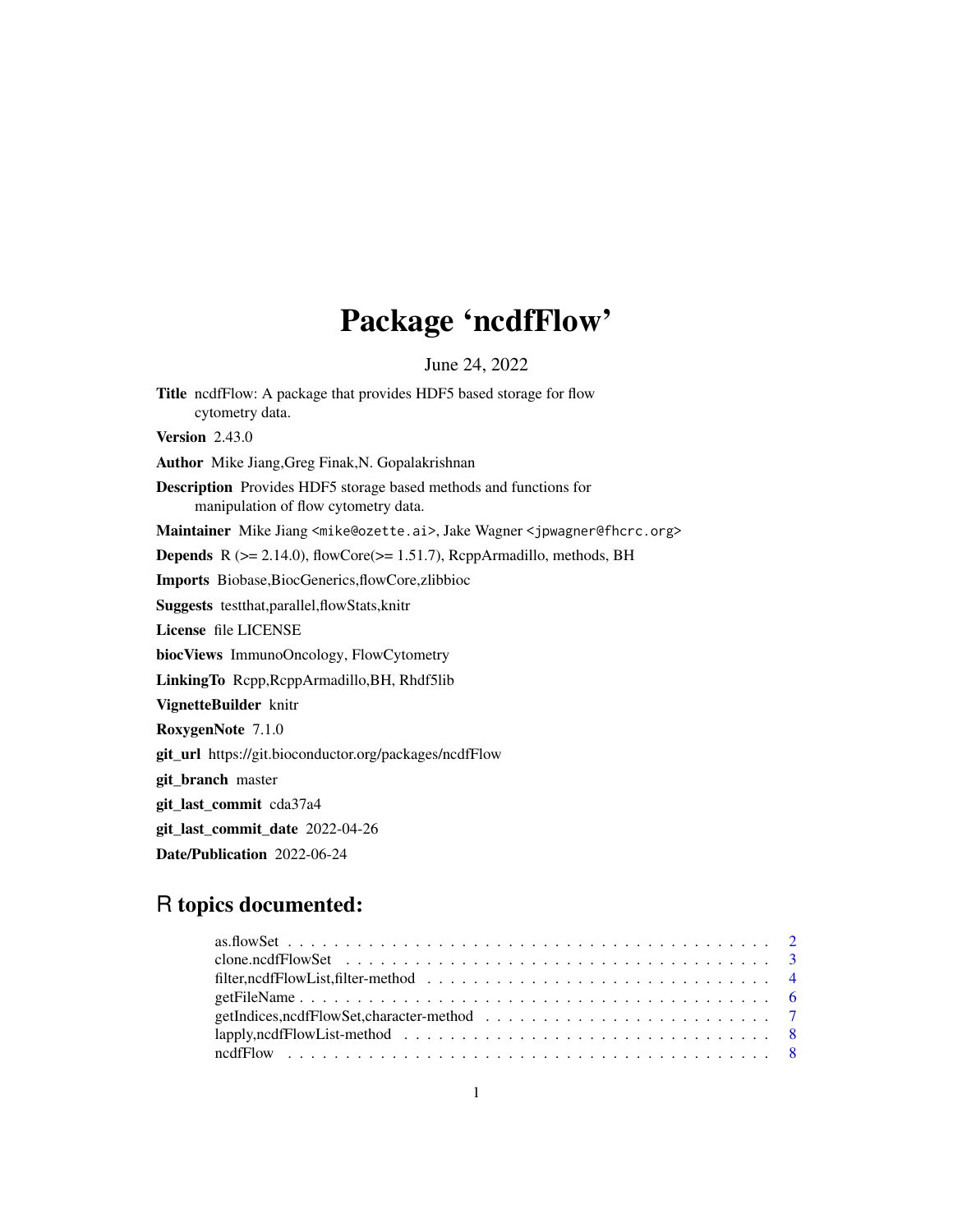# Package 'ncdfFlow'

June 24, 2022

**Title** ncdfFlow: A package that provides HDF5 based storage for flow cytometry data.

**Version** 2.43.0

**Author** Mike Jiang,Greg Finak,N. Gopalakrishnan

**Description** Provides HDF5 storage based methods and functions for manipulation of flow cytometry data.

**Maintainer** Mike Jiang <mike@ozette.ai>, Jake Wagner <jpwagner@fhcrc.org>

**Depends** R (>= 2.14.0), flowCore(>= 1.51.7), RcppArmadillo, methods, BH

**Imports** Biobase,BiocGenerics,flowCore,zlibbioc

**Suggests** testthat,parallel,flowStats,knitr

**License** file LICENSE

**biocViews** ImmunoOncology, FlowCytometry

**LinkingTo** Rcpp,RcppArmadillo,BH, Rhdf5lib

**VignetteBuilder** knitr

**RoxygenNote** 7.1.0

**git_url** https://git.bioconductor.org/packages/ncdfFlow

**git_branch** master

**git_last_commit** cda37a4

**git_last_commit_date** 2022-04-26

**Date/Publication** 2022-06-24

## R topics documented:

as.flowSet . . . . . . . . . . . . . . . . . . . . . . . . . . . . . . . . . . . . . . . . . . 2
clone.ncdfFlowSet . . . . . . . . . . . . . . . . . . . . . . . . . . . . . . . . . . . . . 3
filter,ncdfFlowList,filter-method . . . . . . . . . . . . . . . . . . . . . . . . . . . . 4
getFileName . . . . . . . . . . . . . . . . . . . . . . . . . . . . . . . . . . . . . . . . 6
getIndices,ncdfFlowSet,character-method . . . . . . . . . . . . . . . . . . . . . . . 7
lapply,ncdfFlowList-method . . . . . . . . . . . . . . . . . . . . . . . . . . . . . . . 8
ncdfFlow . . . . . . . . . . . . . . . . . . . . . . . . . . . . . . . . . . . . . . . . . . 8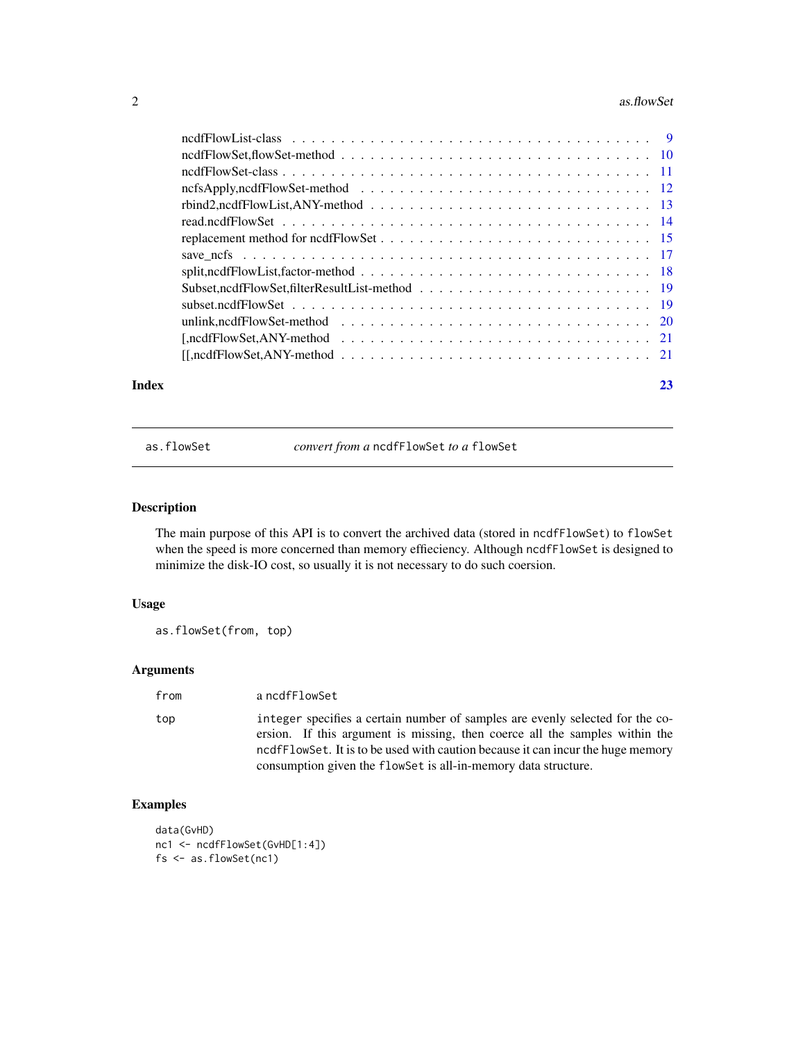ncdfFlowList-class . . . . . . . . . . . . . . . . . . . . . . . . . . . . . . . . . . . 9
ncdfFlowSet,flowSet-method . . . . . . . . . . . . . . . . . . . . . . . . . . . . . . 10
ncdfFlowSet-class . . . . . . . . . . . . . . . . . . . . . . . . . . . . . . . . . . . . 11
ncfsApply,ncdfFlowSet-method . . . . . . . . . . . . . . . . . . . . . . . . . . . . 12
rbind2,ncdfFlowList,ANY-method . . . . . . . . . . . . . . . . . . . . . . . . . . . 13
read.ncdfFlowSet . . . . . . . . . . . . . . . . . . . . . . . . . . . . . . . . . . . . 14
replacement method for ncdfFlowSet . . . . . . . . . . . . . . . . . . . . . . . . . . 15
save_ncfs . . . . . . . . . . . . . . . . . . . . . . . . . . . . . . . . . . . . . . . . 17
split,ncdfFlowList,factor-method . . . . . . . . . . . . . . . . . . . . . . . . . . . 18
Subset,ncdfFlowSet,filterResultList-method . . . . . . . . . . . . . . . . . . . . . . 19
subset.ncdfFlowSet . . . . . . . . . . . . . . . . . . . . . . . . . . . . . . . . . . . 19
unlink,ncdfFlowSet-method . . . . . . . . . . . . . . . . . . . . . . . . . . . . . . . 20
[,ncdfFlowSet,ANY-method . . . . . . . . . . . . . . . . . . . . . . . . . . . . . . . 21
[[,ncdfFlowSet,ANY-method . . . . . . . . . . . . . . . . . . . . . . . . . . . . . . 21

**Index** 23

---

`as.flowSet` *convert from a* `ncdfFlowSet` *to a* `flowSet`

---

## Description

The main purpose of this API is to convert the archived data (stored in `ncdfFlowSet`) to `flowSet` when the speed is more concerned than memory effieciency. Although `ncdfFlowSet` is designed to minimize the disk-IO cost, so usually it is not necessary to do such coersion.

## Usage

```
as.flowSet(from, top)
```

## Arguments

| | |
|---|---|
| `from` | a `ncdfFlowSet` |
| `top` | `integer` specifies a certain number of samples are evenly selected for the coersion. If this argument is missing, then coerce all the samples within the `ncdfFlowSet`. It is to be used with caution because it can incur the huge memory consumption given the `flowSet` is all-in-memory data structure. |

## Examples

```
data(GvHD)
nc1 <- ncdfFlowSet(GvHD[1:4])
fs <- as.flowSet(nc1)
```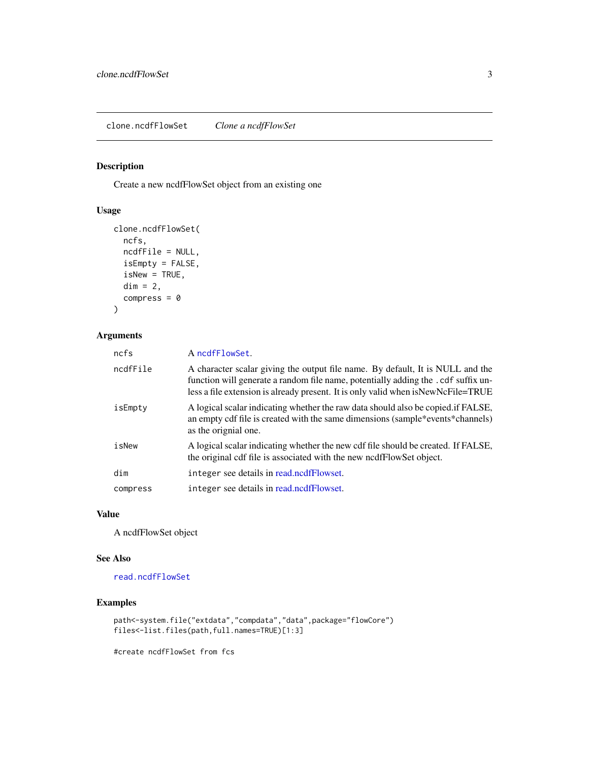clone.ncdfFlowSet *Clone a ncdfFlowSet*

## Description

Create a new ncdfFlowSet object from an existing one

## Usage

```
clone.ncdfFlowSet(
  ncfs,
  ncdfFile = NULL,
  isEmpty = FALSE,
  isNew = TRUE,
  dim = 2,
  compress = 0
)
```

## Arguments

| | |
|---|---|
| ncfs | A ncdfFlowSet. |
| ncdfFile | A character scalar giving the output file name. By default, It is NULL and the function will generate a random file name, potentially adding the .cdf suffix unless a file extension is already present. It is only valid when isNewNcFile=TRUE |
| isEmpty | A logical scalar indicating whether the raw data should also be copied.if FALSE, an empty cdf file is created with the same dimensions (sample*events*channels) as the orignial one. |
| isNew | A logical scalar indicating whether the new cdf file should be created. If FALSE, the original cdf file is associated with the new ncdfFlowSet object. |
| dim | integer see details in read.ncdfFlowset. |
| compress | integer see details in read.ncdfFlowset. |

## Value

A ncdfFlowSet object

## See Also

read.ncdfFlowSet

## Examples

```
path<-system.file("extdata","compdata","data",package="flowCore")
files<-list.files(path,full.names=TRUE)[1:3]

#create ncdfFlowSet from fcs
```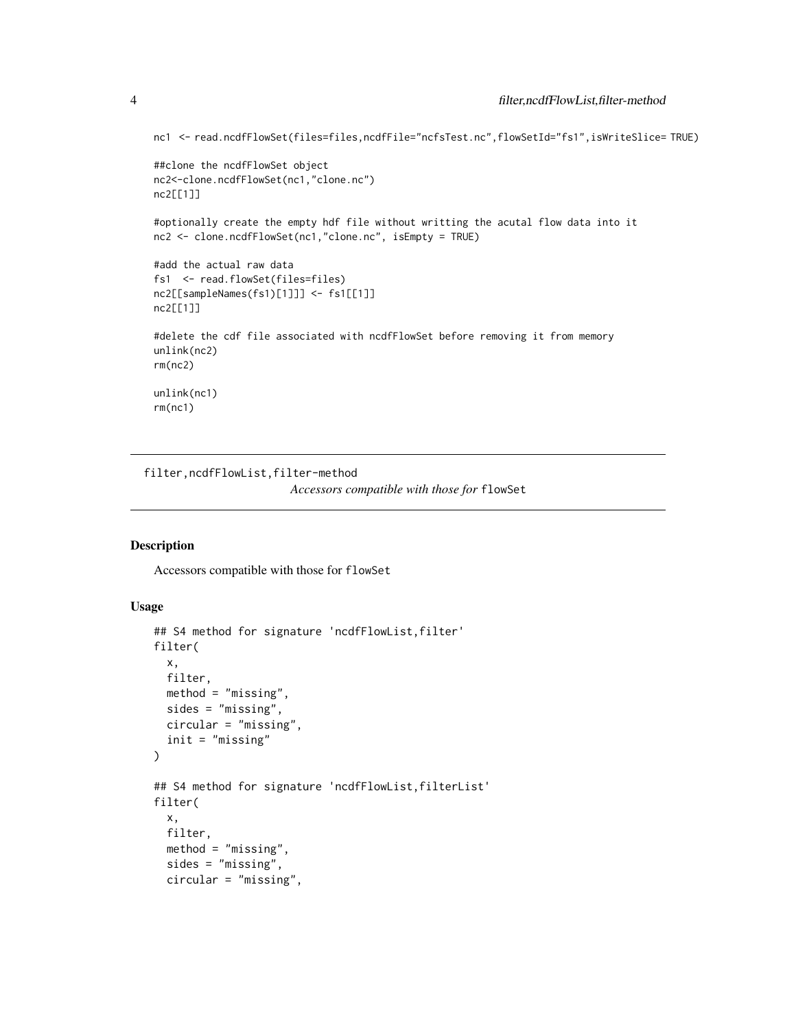```
nc1 <- read.ncdfFlowSet(files=files,ncdfFile="ncfsTest.nc",flowSetId="fs1",isWriteSlice= TRUE)

##clone the ncdfFlowSet object
nc2<-clone.ncdfFlowSet(nc1,"clone.nc")
nc2[[1]]

#optionally create the empty hdf file without writting the acutal flow data into it
nc2 <- clone.ncdfFlowSet(nc1,"clone.nc", isEmpty = TRUE)

#add the actual raw data
fs1 <- read.flowSet(files=files)
nc2[[sampleNames(fs1)[1]]] <- fs1[[1]]
nc2[[1]]

#delete the cdf file associated with ncdfFlowSet before removing it from memory
unlink(nc2)
rm(nc2)

unlink(nc1)
rm(nc1)
```

---

## filter,ncdfFlowList,filter-method

*Accessors compatible with those for* `flowSet`

### Description

Accessors compatible with those for `flowSet`

### Usage

```
## S4 method for signature 'ncdfFlowList,filter'
filter(
  x,
  filter,
  method = "missing",
  sides = "missing",
  circular = "missing",
  init = "missing"
)

## S4 method for signature 'ncdfFlowList,filterList'
filter(
  x,
  filter,
  method = "missing",
  sides = "missing",
  circular = "missing",
```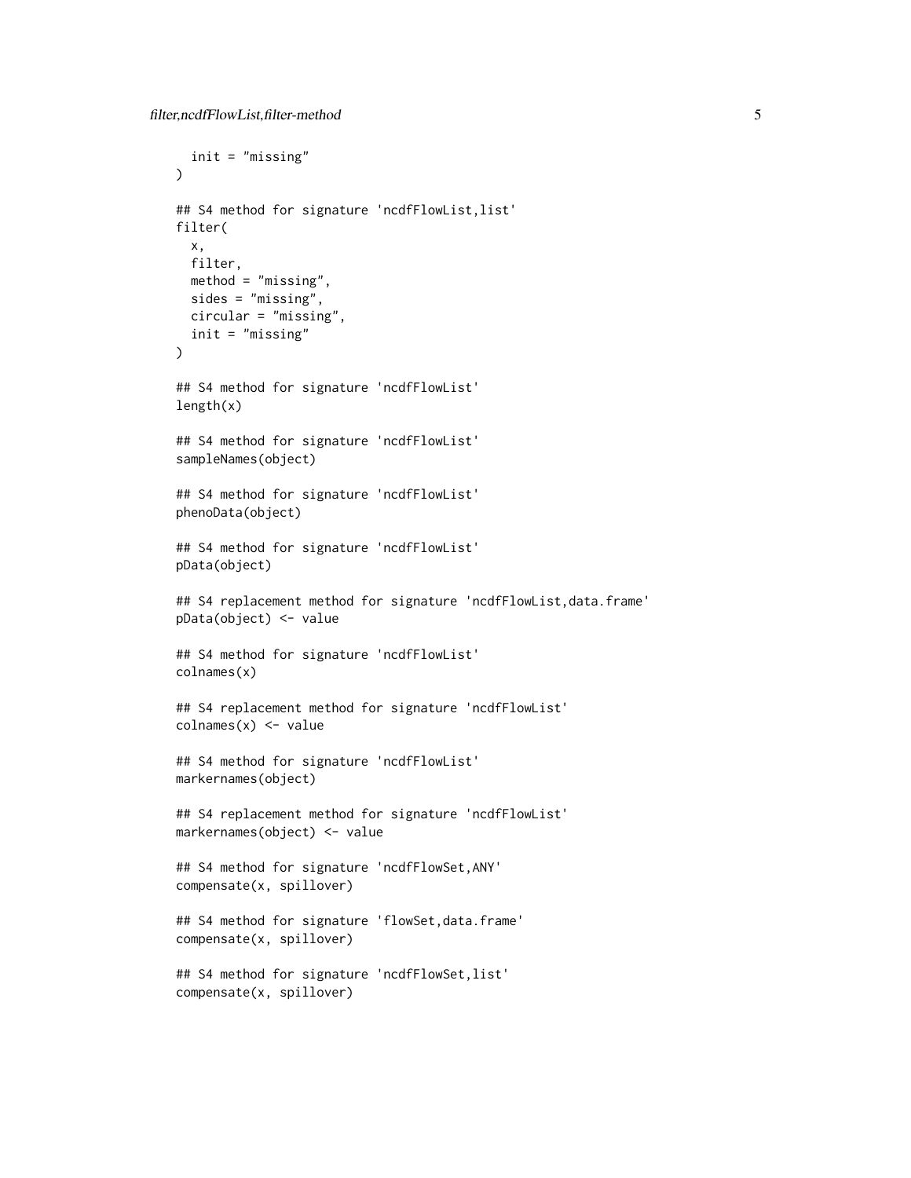```
  init = "missing"
)

## S4 method for signature 'ncdfFlowList,list'
filter(
  x,
  filter,
  method = "missing",
  sides = "missing",
  circular = "missing",
  init = "missing"
)

## S4 method for signature 'ncdfFlowList'
length(x)

## S4 method for signature 'ncdfFlowList'
sampleNames(object)

## S4 method for signature 'ncdfFlowList'
phenoData(object)

## S4 method for signature 'ncdfFlowList'
pData(object)

## S4 replacement method for signature 'ncdfFlowList,data.frame'
pData(object) <- value

## S4 method for signature 'ncdfFlowList'
colnames(x)

## S4 replacement method for signature 'ncdfFlowList'
colnames(x) <- value

## S4 method for signature 'ncdfFlowList'
markernames(object)

## S4 replacement method for signature 'ncdfFlowList'
markernames(object) <- value

## S4 method for signature 'ncdfFlowSet,ANY'
compensate(x, spillover)

## S4 method for signature 'flowSet,data.frame'
compensate(x, spillover)

## S4 method for signature 'ncdfFlowSet,list'
compensate(x, spillover)
```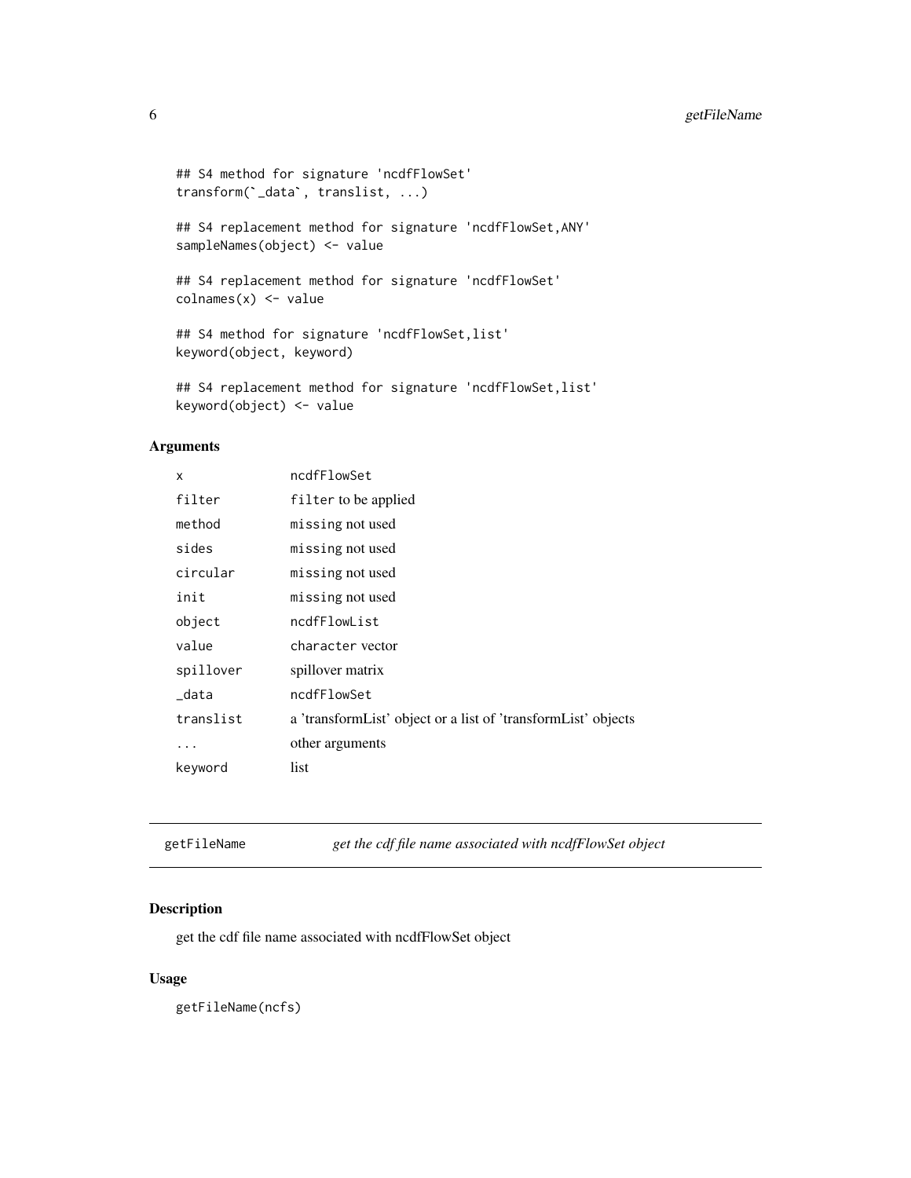```
## S4 method for signature 'ncdfFlowSet'
transform(`_data`, translist, ...)

## S4 replacement method for signature 'ncdfFlowSet,ANY'
sampleNames(object) <- value

## S4 replacement method for signature 'ncdfFlowSet'
colnames(x) <- value

## S4 method for signature 'ncdfFlowSet,list'
keyword(object, keyword)

## S4 replacement method for signature 'ncdfFlowSet,list'
keyword(object) <- value
```

### Arguments

| | |
|---|---|
| `x` | `ncdfFlowSet` |
| `filter` | `filter` to be applied |
| `method` | `missing` not used |
| `sides` | `missing` not used |
| `circular` | `missing` not used |
| `init` | `missing` not used |
| `object` | `ncdfFlowList` |
| `value` | `character` vector |
| `spillover` | spillover matrix |
| `_data` | `ncdfFlowSet` |
| `translist` | a 'transformList' object or a list of 'transformList' objects |
| `...` | other arguments |
| `keyword` | list |

## getFileName — *get the cdf file name associated with ncdfFlowSet object*

### Description

get the cdf file name associated with ncdfFlowSet object

### Usage

```
getFileName(ncfs)
```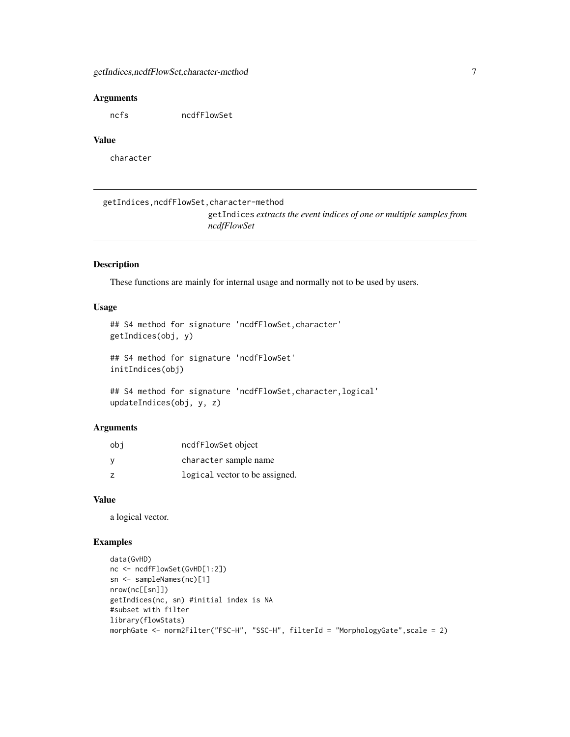### Arguments

| | |
|---|---|
| ncfs | ncdfFlowSet |

### Value

character

---

## getIndices,ncdfFlowSet,character-method

*getIndices extracts the event indices of one or multiple samples from ncdfFlowSet*

---

### Description

These functions are mainly for internal usage and normally not to be used by users.

### Usage

```
## S4 method for signature 'ncdfFlowSet,character'
getIndices(obj, y)

## S4 method for signature 'ncdfFlowSet'
initIndices(obj)

## S4 method for signature 'ncdfFlowSet,character,logical'
updateIndices(obj, y, z)
```

### Arguments

| | |
|---|---|
| obj | ncdfFlowSet object |
| y | character sample name |
| z | logical vector to be assigned. |

### Value

a logical vector.

### Examples

```
data(GvHD)
nc <- ncdfFlowSet(GvHD[1:2])
sn <- sampleNames(nc)[1]
nrow(nc[[sn]])
getIndices(nc, sn) #initial index is NA
#subset with filter
library(flowStats)
morphGate <- norm2Filter("FSC-H", "SSC-H", filterId = "MorphologyGate",scale = 2)
```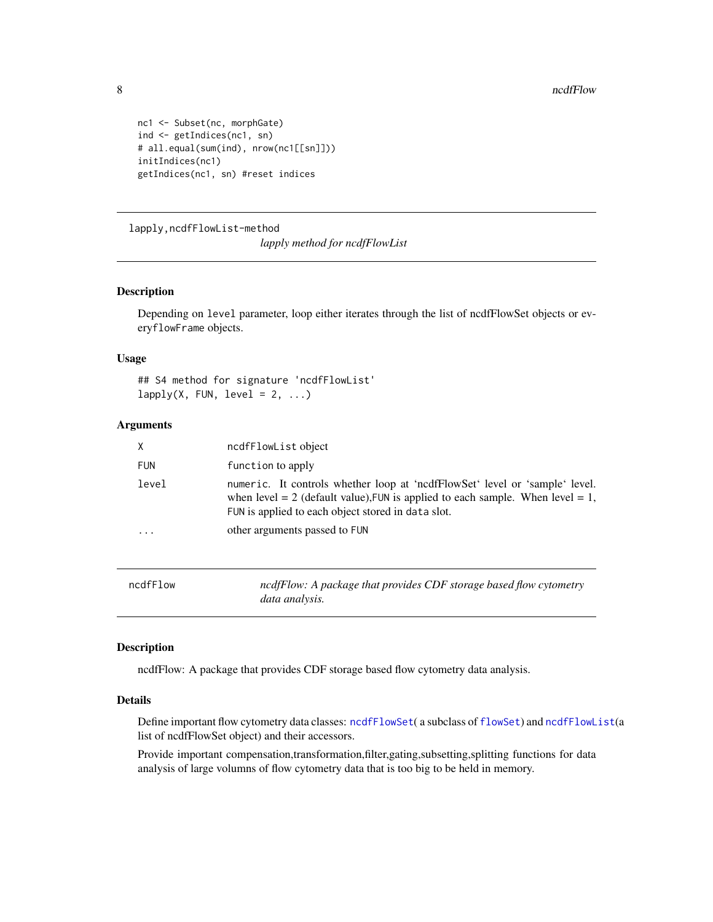```
nc1 <- Subset(nc, morphGate)
ind <- getIndices(nc1, sn)
# all.equal(sum(ind), nrow(nc1[[sn]]))
initIndices(nc1)
getIndices(nc1, sn) #reset indices
```

## lapply,ncdfFlowList-method

*lapply method for ncdfFlowList*

### Description

Depending on `level` parameter, loop either iterates through the list of ncdfFlowSet objects or every`flowFrame` objects.

### Usage

```
## S4 method for signature 'ncdfFlowList'
lapply(X, FUN, level = 2, ...)
```

### Arguments

| | |
|---|---|
| X | `ncdfFlowList` object |
| FUN | `function` to apply |
| level | `numeric`. It controls whether loop at 'ncdfFlowSet' level or 'sample' level. when level = 2 (default value),`FUN` is applied to each sample. When level = 1, `FUN` is applied to each object stored in `data` slot. |
| ... | other arguments passed to `FUN` |

## ncdfFlow

*ncdfFlow: A package that provides CDF storage based flow cytometry data analysis.*

### Description

ncdfFlow: A package that provides CDF storage based flow cytometry data analysis.

### Details

Define important flow cytometry data classes: `ncdfFlowSet`( a subclass of `flowSet`) and `ncdfFlowList`(a list of ncdfFlowSet object) and their accessors.

Provide important compensation,transformation,filter,gating,subsetting,splitting functions for data analysis of large volumns of flow cytometry data that is too big to be held in memory.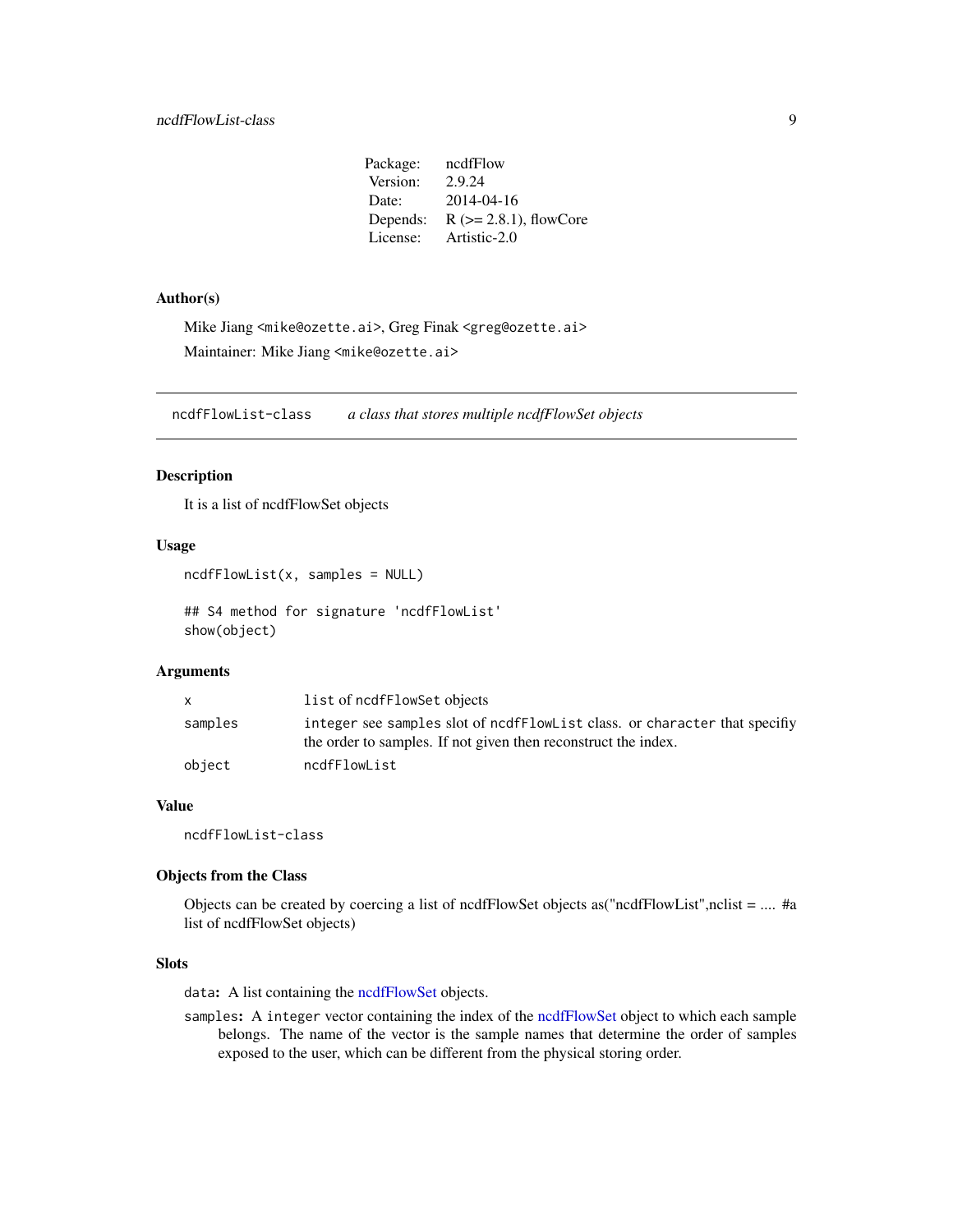| | |
|---|---|
| Package: | ncdfFlow |
| Version: | 2.9.24 |
| Date: | 2014-04-16 |
| Depends: | R (>= 2.8.1), flowCore |
| License: | Artistic-2.0 |

### Author(s)

Mike Jiang <mike@ozette.ai>, Greg Finak <greg@ozette.ai>

Maintainer: Mike Jiang <mike@ozette.ai>

---

## ncdfFlowList-class    *a class that stores multiple ncdfFlowSet objects*

---

### Description

It is a list of ncdfFlowSet objects

### Usage

```
ncdfFlowList(x, samples = NULL)

## S4 method for signature 'ncdfFlowList'
show(object)
```

### Arguments

| | |
|---|---|
| x | list of ncdfFlowSet objects |
| samples | integer see samples slot of ncdfFlowList class. or character that specifiy the order to samples. If not given then reconstruct the index. |
| object | ncdfFlowList |

### Value

ncdfFlowList-class

### Objects from the Class

Objects can be created by coercing a list of ncdfFlowSet objects as("ncdfFlowList",nclist = .... #a list of ncdfFlowSet objects)

### Slots

- `data`**:** A list containing the ncdfFlowSet objects.
- `samples`**:** A `integer` vector containing the index of the ncdfFlowSet object to which each sample belongs. The name of the vector is the sample names that determine the order of samples exposed to the user, which can be different from the physical storing order.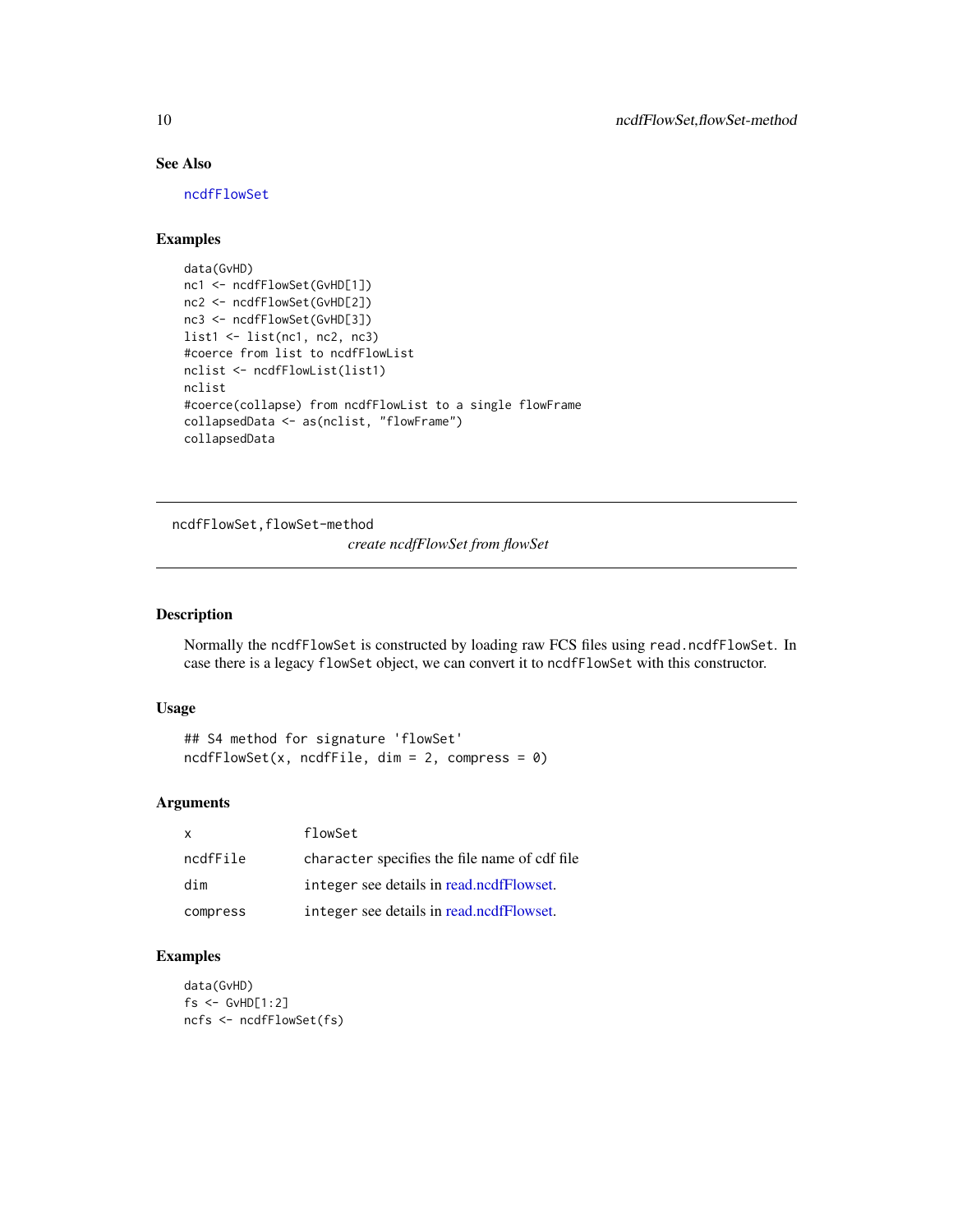### See Also

ncdfFlowSet

### Examples

```
data(GvHD)
nc1 <- ncdfFlowSet(GvHD[1])
nc2 <- ncdfFlowSet(GvHD[2])
nc3 <- ncdfFlowSet(GvHD[3])
list1 <- list(nc1, nc2, nc3)
#coerce from list to ncdfFlowList
nclist <- ncdfFlowList(list1)
nclist
#coerce(collapse) from ncdfFlowList to a single flowFrame
collapsedData <- as(nclist, "flowFrame")
collapsedData
```

---

## ncdfFlowSet,flowSet-method

*create ncdfFlowSet from flowSet*

---

### Description

Normally the ncdfFlowSet is constructed by loading raw FCS files using read.ncdfFlowSet. In case there is a legacy flowSet object, we can convert it to ncdfFlowSet with this constructor.

### Usage

```
## S4 method for signature 'flowSet'
ncdfFlowSet(x, ncdfFile, dim = 2, compress = 0)
```

### Arguments

| | |
|---|---|
| x | flowSet |
| ncdfFile | character specifies the file name of cdf file |
| dim | integer see details in read.ncdfFlowset. |
| compress | integer see details in read.ncdfFlowset. |

### Examples

```
data(GvHD)
fs <- GvHD[1:2]
ncfs <- ncdfFlowSet(fs)
```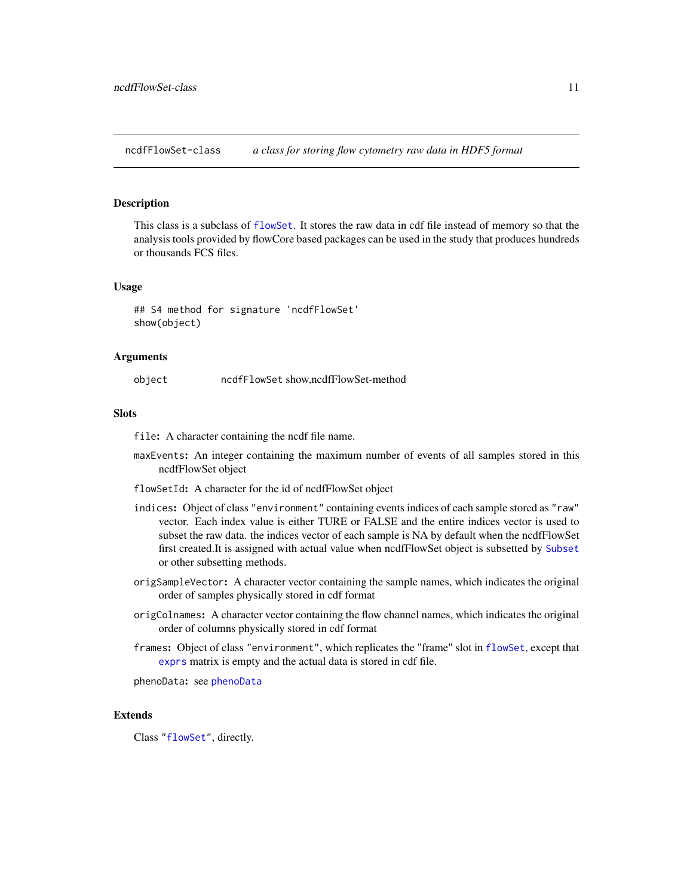ncdfFlowSet-class    *a class for storing flow cytometry raw data in HDF5 format*

## Description

This class is a subclass of `flowSet`. It stores the raw data in cdf file instead of memory so that the analysis tools provided by flowCore based packages can be used in the study that produces hundreds or thousands FCS files.

## Usage

```
## S4 method for signature 'ncdfFlowSet'
show(object)
```

## Arguments

`object` `ncdfFlowSet` show,ncdfFlowSet-method

## Slots

- `file`: A character containing the ncdf file name.
- `maxEvents`: An integer containing the maximum number of events of all samples stored in this ncdfFlowSet object
- `flowSetId`: A character for the id of ncdfFlowSet object
- `indices`: Object of class `"environment"` containing events indices of each sample stored as `"raw"` vector. Each index value is either TURE or FALSE and the entire indices vector is used to subset the raw data. the indices vector of each sample is NA by default when the ncdfFlowSet first created.It is assigned with actual value when ncdfFlowSet object is subsetted by `Subset` or other subsetting methods.
- `origSampleVector`: A character vector containing the sample names, which indicates the original order of samples physically stored in cdf format
- `origColnames`: A character vector containing the flow channel names, which indicates the original order of columns physically stored in cdf format
- `frames`: Object of class `"environment"`, which replicates the "frame" slot in `flowSet`, except that `exprs` matrix is empty and the actual data is stored in cdf file.
- `phenoData`: see `phenoData`

## Extends

Class "`flowSet`", directly.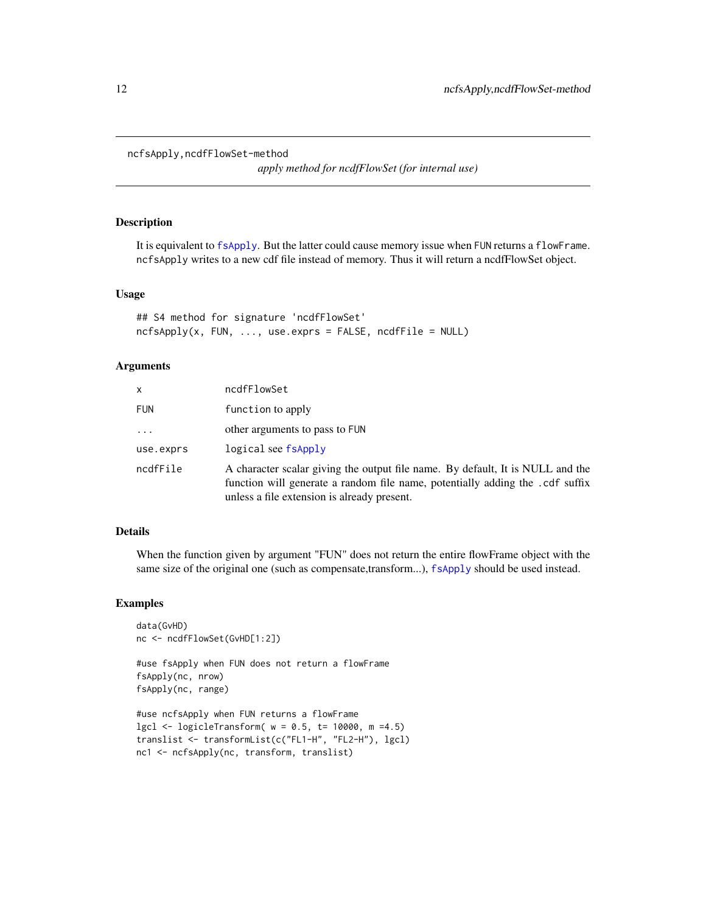# ncfsApply,ncdfFlowSet-method

*apply method for ncdfFlowSet (for internal use)*

## Description

It is equivalent to `fsApply`. But the latter could cause memory issue when `FUN` returns a `flowFrame`. `ncfsApply` writes to a new cdf file instead of memory. Thus it will return a ncdfFlowSet object.

## Usage

```
## S4 method for signature 'ncdfFlowSet'
ncfsApply(x, FUN, ..., use.exprs = FALSE, ncdfFile = NULL)
```

## Arguments

| | |
|---|---|
| `x` | `ncdfFlowSet` |
| `FUN` | `function` to apply |
| `...` | other arguments to pass to `FUN` |
| `use.exprs` | `logical` see `fsApply` |
| `ncdfFile` | A character scalar giving the output file name. By default, It is NULL and the function will generate a random file name, potentially adding the `.cdf` suffix unless a file extension is already present. |

## Details

When the function given by argument "FUN" does not return the entire flowFrame object with the same size of the original one (such as compensate,transform...), `fsApply` should be used instead.

## Examples

```
data(GvHD)
nc <- ncdfFlowSet(GvHD[1:2])

#use fsApply when FUN does not return a flowFrame
fsApply(nc, nrow)
fsApply(nc, range)

#use ncfsApply when FUN returns a flowFrame
lgcl <- logicleTransform( w = 0.5, t= 10000, m =4.5)
translist <- transformList(c("FL1-H", "FL2-H"), lgcl)
nc1 <- ncfsApply(nc, transform, translist)
```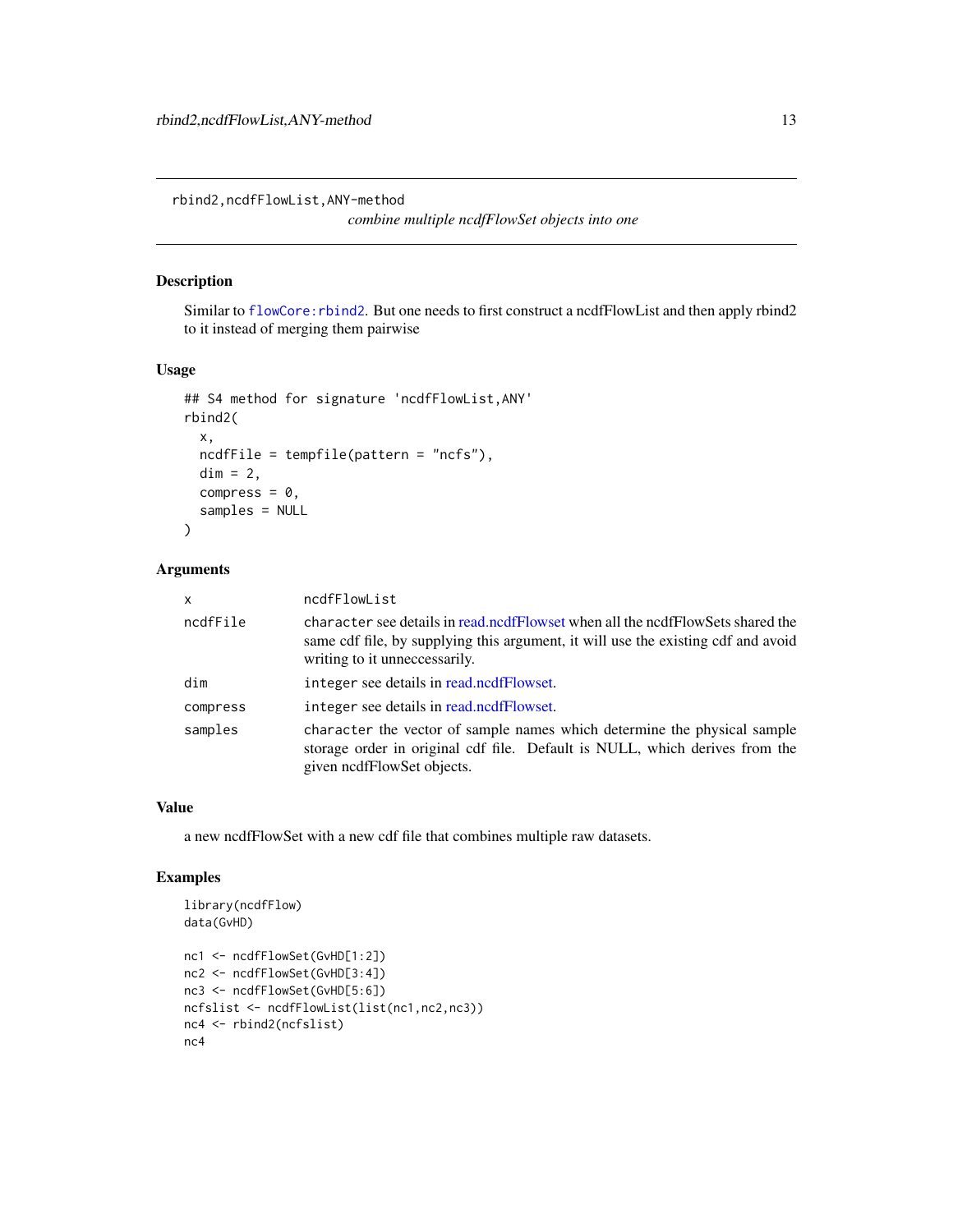# rbind2,ncdfFlowList,ANY-method

*combine multiple ncdfFlowSet objects into one*

## Description

Similar to `flowCore:rbind2`. But one needs to first construct a ncdfFlowList and then apply rbind2 to it instead of merging them pairwise

## Usage

```
## S4 method for signature 'ncdfFlowList,ANY'
rbind2(
  x,
  ncdfFile = tempfile(pattern = "ncfs"),
  dim = 2,
  compress = 0,
  samples = NULL
)
```

## Arguments

| | |
|---|---|
| `x` | `ncdfFlowList` |
| `ncdfFile` | `character` see details in read.ncdfFlowset when all the ncdfFlowSets shared the same cdf file, by supplying this argument, it will use the existing cdf and avoid writing to it unneccessarily. |
| `dim` | `integer` see details in read.ncdfFlowset. |
| `compress` | `integer` see details in read.ncdfFlowset. |
| `samples` | `character` the vector of sample names which determine the physical sample storage order in original cdf file. Default is NULL, which derives from the given ncdfFlowSet objects. |

## Value

a new ncdfFlowSet with a new cdf file that combines multiple raw datasets.

## Examples

```
library(ncdfFlow)
data(GvHD)

nc1 <- ncdfFlowSet(GvHD[1:2])
nc2 <- ncdfFlowSet(GvHD[3:4])
nc3 <- ncdfFlowSet(GvHD[5:6])
ncfslist <- ncdfFlowList(list(nc1,nc2,nc3))
nc4 <- rbind2(ncfslist)
nc4
```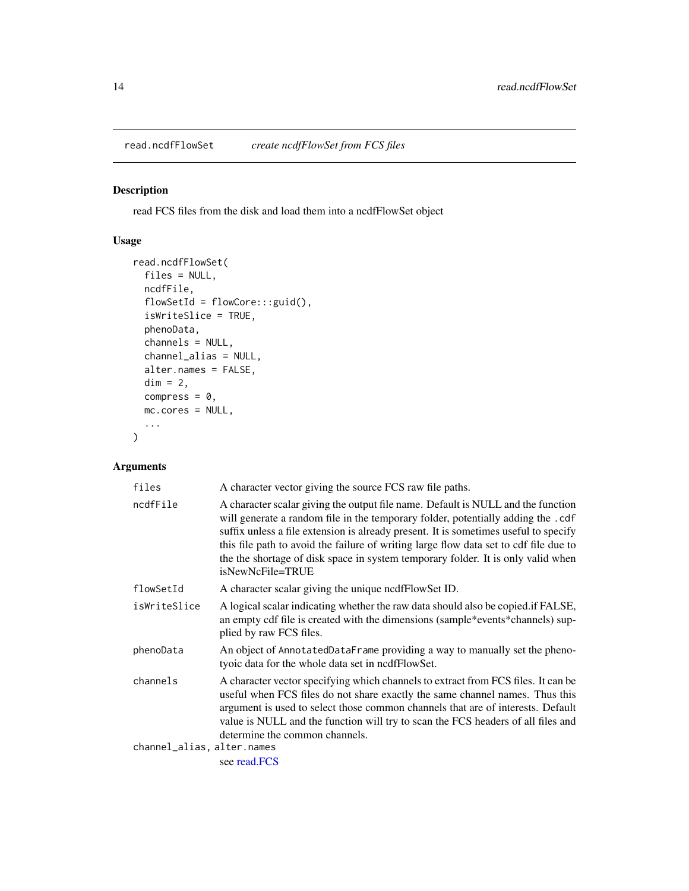## read.ncdfFlowSet *create ncdfFlowSet from FCS files*

### Description

read FCS files from the disk and load them into a ncdfFlowSet object

### Usage

```
read.ncdfFlowSet(
  files = NULL,
  ncdfFile,
  flowSetId = flowCore:::guid(),
  isWriteSlice = TRUE,
  phenoData,
  channels = NULL,
  channel_alias = NULL,
  alter.names = FALSE,
  dim = 2,
  compress = 0,
  mc.cores = NULL,
  ...
)
```

### Arguments

| | |
|---|---|
| files | A character vector giving the source FCS raw file paths. |
| ncdfFile | A character scalar giving the output file name. Default is NULL and the function will generate a random file in the temporary folder, potentially adding the .cdf suffix unless a file extension is already present. It is sometimes useful to specify this file path to avoid the failure of writing large flow data set to cdf file due to the the shortage of disk space in system temporary folder. It is only valid when isNewNcFile=TRUE |
| flowSetId | A character scalar giving the unique ncdfFlowSet ID. |
| isWriteSlice | A logical scalar indicating whether the raw data should also be copied.if FALSE, an empty cdf file is created with the dimensions (sample*events*channels) supplied by raw FCS files. |
| phenoData | An object of AnnotatedDataFrame providing a way to manually set the phenotyoic data for the whole data set in ncdfFlowSet. |
| channels | A character vector specifying which channels to extract from FCS files. It can be useful when FCS files do not share exactly the same channel names. Thus this argument is used to select those common channels that are of interests. Default value is NULL and the function will try to scan the FCS headers of all files and determine the common channels. |
| channel_alias, alter.names | see read.FCS |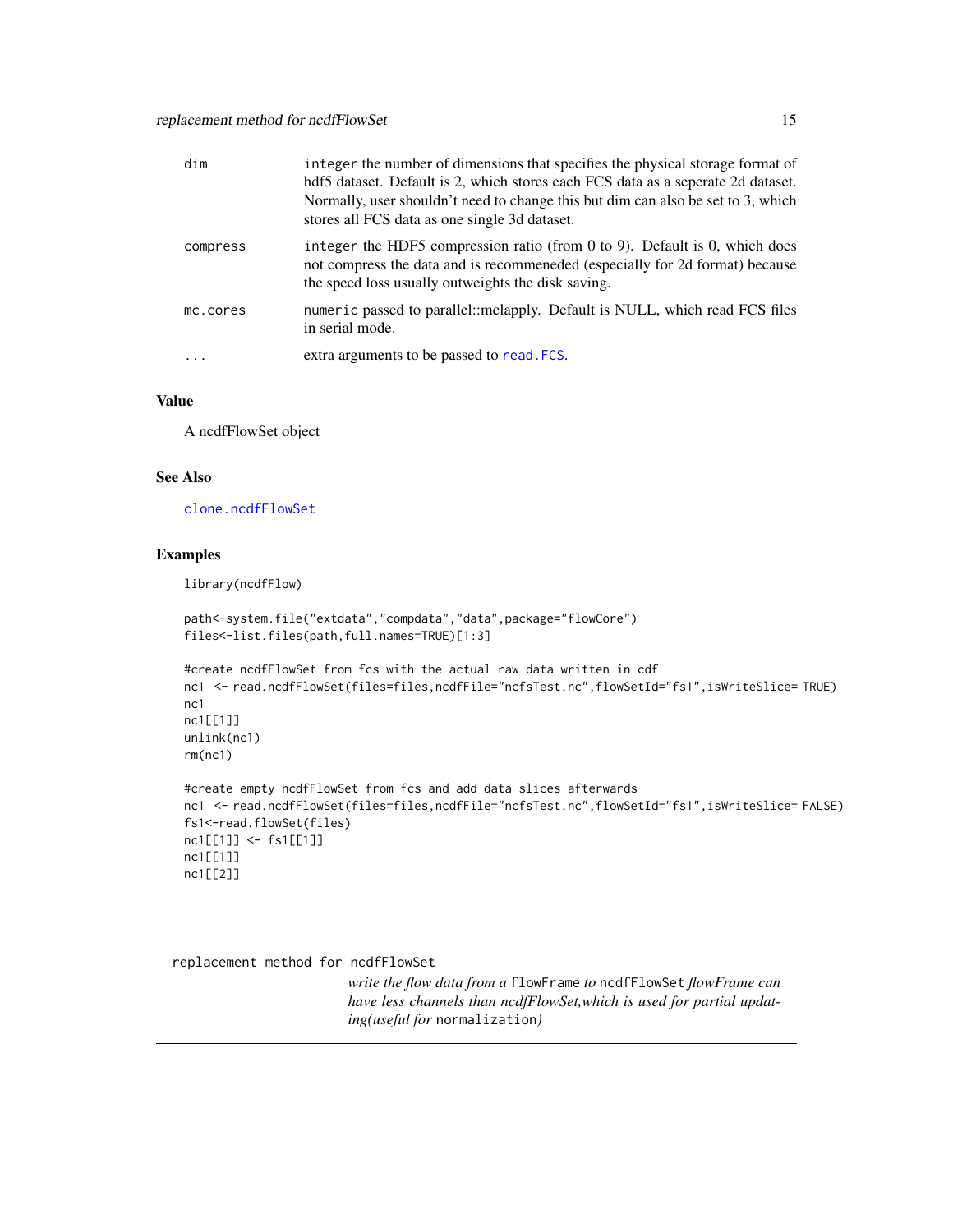| | |
|---|---|
| dim | integer the number of dimensions that specifies the physical storage format of hdf5 dataset. Default is 2, which stores each FCS data as a seperate 2d dataset. Normally, user shouldn't need to change this but dim can also be set to 3, which stores all FCS data as one single 3d dataset. |
| compress | integer the HDF5 compression ratio (from 0 to 9). Default is 0, which does not compress the data and is recommeneded (especially for 2d format) because the speed loss usually outweights the disk saving. |
| mc.cores | numeric passed to parallel::mclapply. Default is NULL, which read FCS files in serial mode. |
| ... | extra arguments to be passed to read.FCS. |

## Value

A ncdfFlowSet object

## See Also

clone.ncdfFlowSet

## Examples

```
library(ncdfFlow)

path<-system.file("extdata","compdata","data",package="flowCore")
files<-list.files(path,full.names=TRUE)[1:3]

#create ncdfFlowSet from fcs with the actual raw data written in cdf
nc1  <- read.ncdfFlowSet(files=files,ncdfFile="ncfsTest.nc",flowSetId="fs1",isWriteSlice= TRUE)
nc1
nc1[[1]]
unlink(nc1)
rm(nc1)

#create empty ncdfFlowSet from fcs and add data slices afterwards
nc1  <- read.ncdfFlowSet(files=files,ncdfFile="ncfsTest.nc",flowSetId="fs1",isWriteSlice= FALSE)
fs1<-read.flowSet(files)
nc1[[1]] <- fs1[[1]]
nc1[[1]]
nc1[[2]]
```

---

# replacement method for ncdfFlowSet

*write the flow data from a* `flowFrame` *to* `ncdfFlowSet` *flowFrame can have less channels than ncdfFlowSet,which is used for partial updating(useful for* `normalization`*)*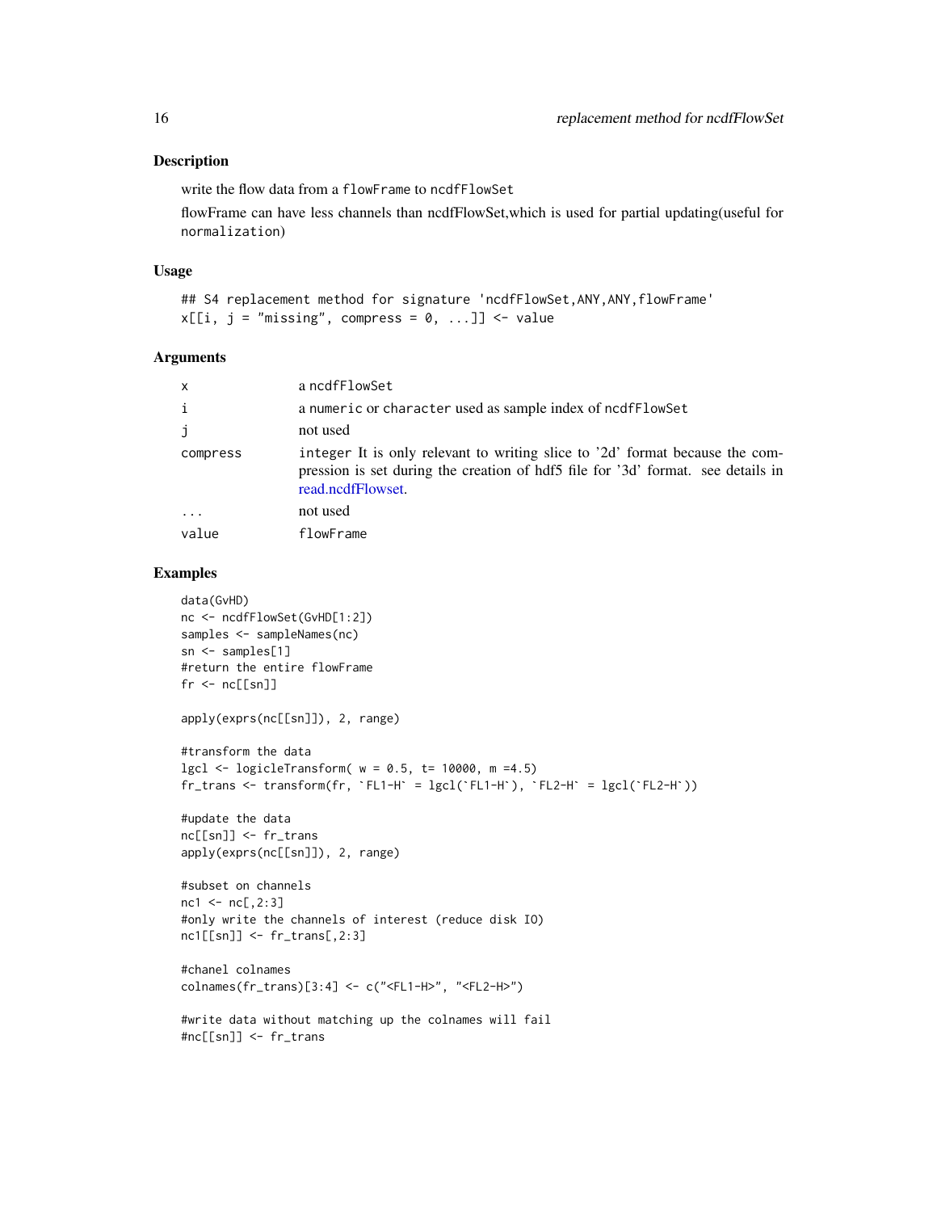## Description

write the flow data from a `flowFrame` to `ncdfFlowSet`

flowFrame can have less channels than ncdfFlowSet,which is used for partial updating(useful for `normalization`)

## Usage

```
## S4 replacement method for signature 'ncdfFlowSet,ANY,ANY,flowFrame'
x[[i, j = "missing", compress = 0, ...]] <- value
```

## Arguments

| | |
|---|---|
| `x` | a `ncdfFlowSet` |
| `i` | a `numeric` or `character` used as sample index of `ncdfFlowSet` |
| `j` | not used |
| `compress` | `integer` It is only relevant to writing slice to '2d' format because the compression is set during the creation of hdf5 file for '3d' format. see details in read.ncdfFlowset. |
| `...` | not used |
| `value` | `flowFrame` |

## Examples

```
data(GvHD)
nc <- ncdfFlowSet(GvHD[1:2])
samples <- sampleNames(nc)
sn <- samples[1]
#return the entire flowFrame
fr <- nc[[sn]]

apply(exprs(nc[[sn]]), 2, range)

#transform the data
lgcl <- logicleTransform( w = 0.5, t= 10000, m =4.5)
fr_trans <- transform(fr, `FL1-H` = lgcl(`FL1-H`), `FL2-H` = lgcl(`FL2-H`))

#update the data
nc[[sn]] <- fr_trans
apply(exprs(nc[[sn]]), 2, range)

#subset on channels
nc1 <- nc[,2:3]
#only write the channels of interest (reduce disk IO)
nc1[[sn]] <- fr_trans[,2:3]

#chanel colnames
colnames(fr_trans)[3:4] <- c("<FL1-H>", "<FL2-H>")

#write data without matching up the colnames will fail
#nc[[sn]] <- fr_trans
```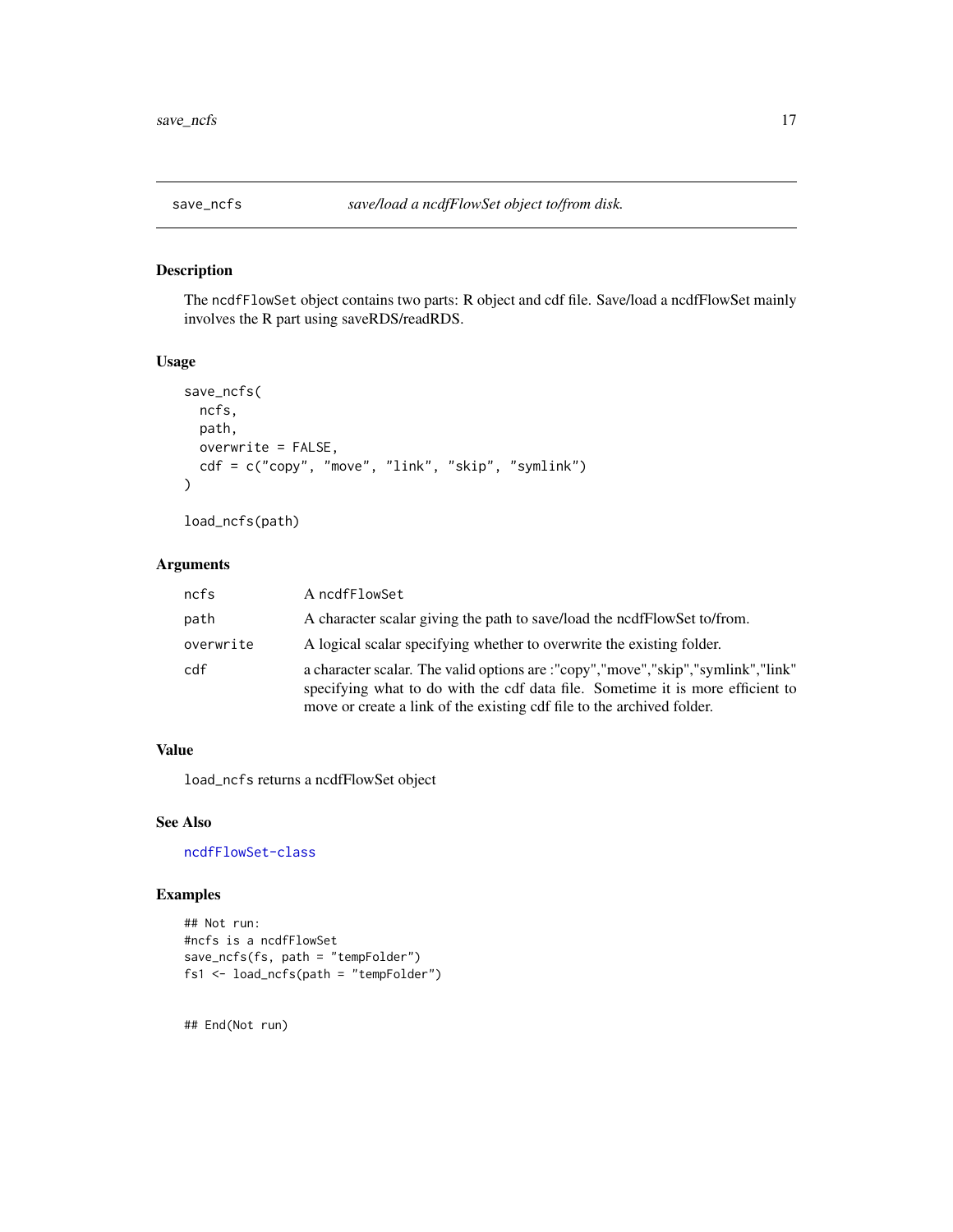## save_ncfs — *save/load a ncdfFlowSet object to/from disk.*

### Description

The ncdfFlowSet object contains two parts: R object and cdf file. Save/load a ncdfFlowSet mainly involves the R part using saveRDS/readRDS.

### Usage

```
save_ncfs(
  ncfs,
  path,
  overwrite = FALSE,
  cdf = c("copy", "move", "link", "skip", "symlink")
)

load_ncfs(path)
```

### Arguments

| | |
|---|---|
| ncfs | A ncdfFlowSet |
| path | A character scalar giving the path to save/load the ncdfFlowSet to/from. |
| overwrite | A logical scalar specifying whether to overwrite the existing folder. |
| cdf | a character scalar. The valid options are :"copy","move","skip","symlink","link" specifying what to do with the cdf data file. Sometime it is more efficient to move or create a link of the existing cdf file to the archived folder. |

### Value

load_ncfs returns a ncdfFlowSet object

### See Also

ncdfFlowSet-class

### Examples

```
## Not run:
#ncfs is a ncdfFlowSet
save_ncfs(fs, path = "tempFolder")
fs1 <- load_ncfs(path = "tempFolder")


## End(Not run)
```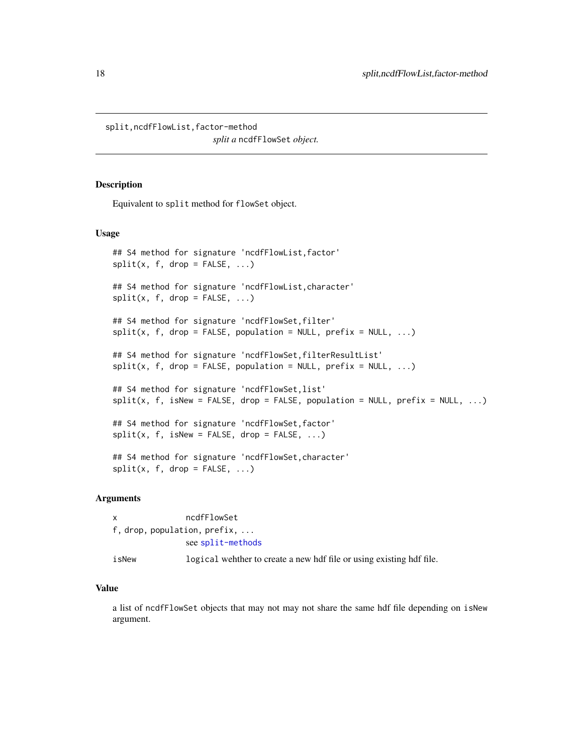split,ncdfFlowList,factor-method

*split a* ncdfFlowSet *object.*

## Description

Equivalent to `split` method for `flowSet` object.

## Usage

```
## S4 method for signature 'ncdfFlowList,factor'
split(x, f, drop = FALSE, ...)

## S4 method for signature 'ncdfFlowList,character'
split(x, f, drop = FALSE, ...)

## S4 method for signature 'ncdfFlowSet,filter'
split(x, f, drop = FALSE, population = NULL, prefix = NULL, ...)

## S4 method for signature 'ncdfFlowSet,filterResultList'
split(x, f, drop = FALSE, population = NULL, prefix = NULL, ...)

## S4 method for signature 'ncdfFlowSet,list'
split(x, f, isNew = FALSE, drop = FALSE, population = NULL, prefix = NULL, ...)

## S4 method for signature 'ncdfFlowSet,factor'
split(x, f, isNew = FALSE, drop = FALSE, ...)

## S4 method for signature 'ncdfFlowSet,character'
split(x, f, drop = FALSE, ...)
```

## Arguments

| | |
|---|---|
| x | ncdfFlowSet |
| f, drop, population, prefix, ... | see split-methods |
| isNew | `logical` wehther to create a new hdf file or using existing hdf file. |

## Value

a list of `ncdfFlowSet` objects that may not may not share the same hdf file depending on `isNew` argument.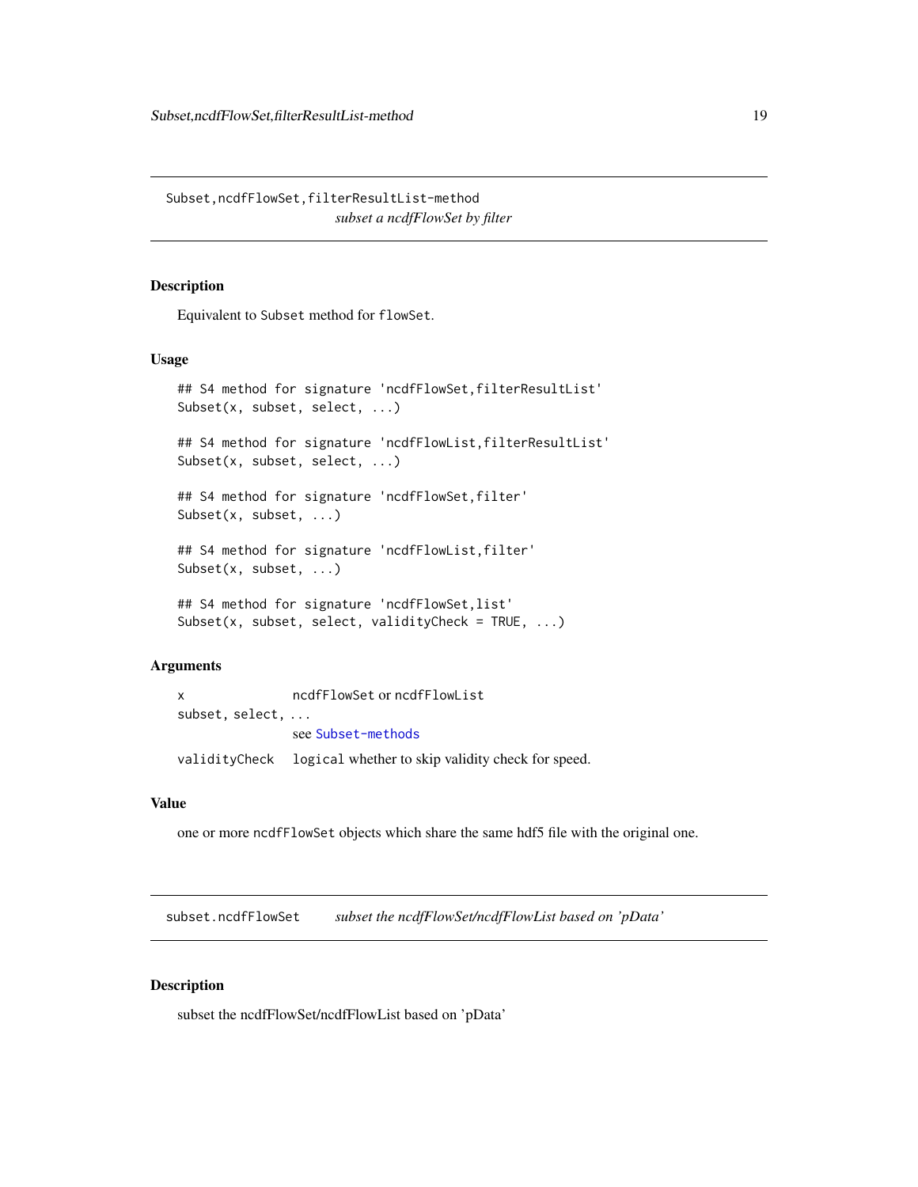## Subset,ncdfFlowSet,filterResultList-method

*subset a ncdfFlowSet by filter*

### Description

Equivalent to Subset method for flowSet.

### Usage

```
## S4 method for signature 'ncdfFlowSet,filterResultList'
Subset(x, subset, select, ...)

## S4 method for signature 'ncdfFlowList,filterResultList'
Subset(x, subset, select, ...)

## S4 method for signature 'ncdfFlowSet,filter'
Subset(x, subset, ...)

## S4 method for signature 'ncdfFlowList,filter'
Subset(x, subset, ...)

## S4 method for signature 'ncdfFlowSet,list'
Subset(x, subset, select, validityCheck = TRUE, ...)
```

### Arguments

| | |
|---|---|
| x | ncdfFlowSet or ncdfFlowList |
| subset, select, ... | see Subset-methods |
| validityCheck | logical whether to skip validity check for speed. |

### Value

one or more ncdfFlowSet objects which share the same hdf5 file with the original one.

## subset.ncdfFlowSet

*subset the ncdfFlowSet/ncdfFlowList based on 'pData'*

### Description

subset the ncdfFlowSet/ncdfFlowList based on 'pData'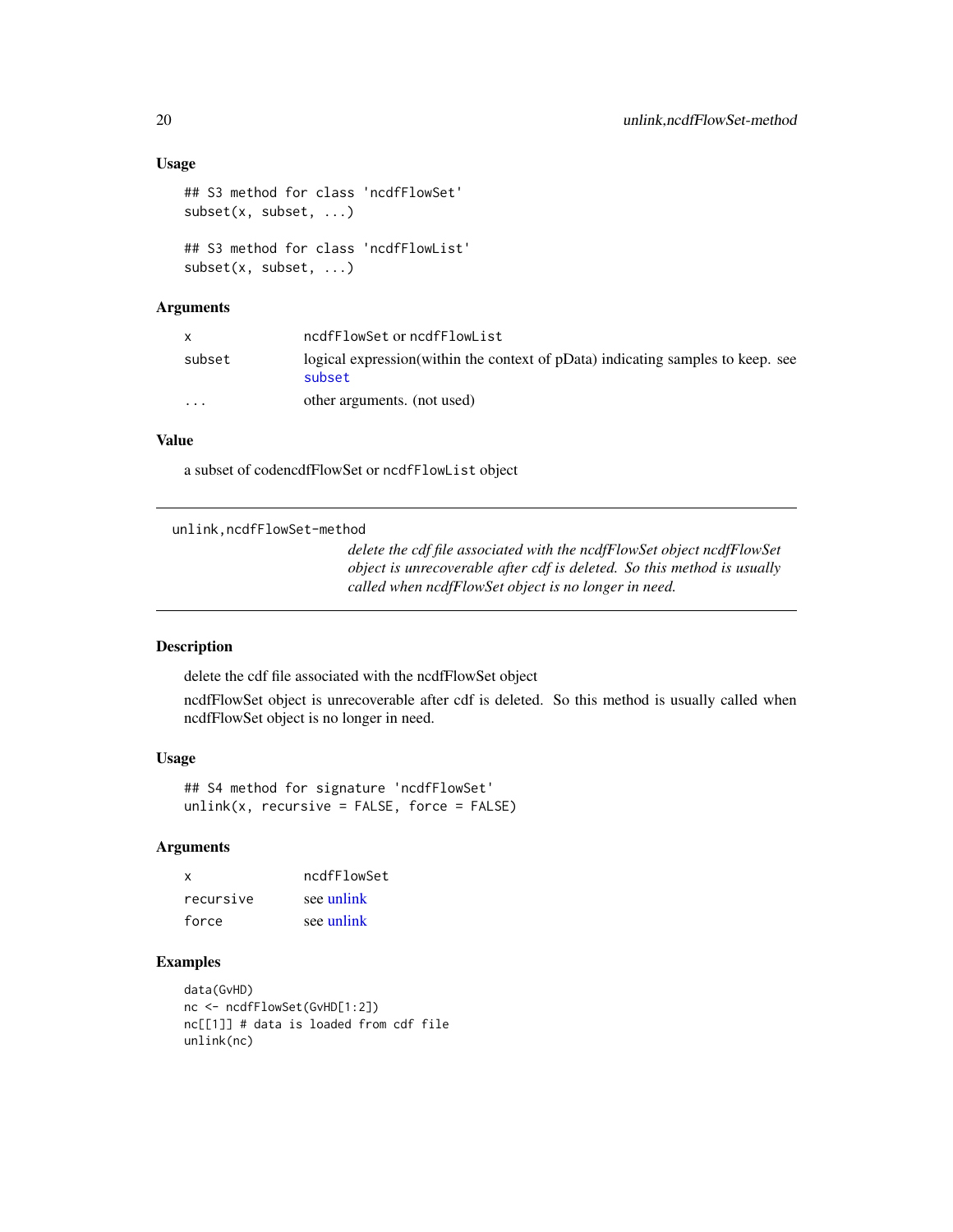### Usage

```
## S3 method for class 'ncdfFlowSet'
subset(x, subset, ...)

## S3 method for class 'ncdfFlowList'
subset(x, subset, ...)
```

### Arguments

| | |
|---|---|
| x | ncdfFlowSet or ncdfFlowList |
| subset | logical expression(within the context of pData) indicating samples to keep. see subset |
| ... | other arguments. (not used) |

### Value

a subset of codencdfFlowSet or ncdfFlowList object

---

## unlink,ncdfFlowSet-method

*delete the cdf file associated with the ncdfFlowSet object ncdfFlowSet object is unrecoverable after cdf is deleted. So this method is usually called when ncdfFlowSet object is no longer in need.*

---

### Description

delete the cdf file associated with the ncdfFlowSet object

ncdfFlowSet object is unrecoverable after cdf is deleted. So this method is usually called when ncdfFlowSet object is no longer in need.

### Usage

```
## S4 method for signature 'ncdfFlowSet'
unlink(x, recursive = FALSE, force = FALSE)
```

### Arguments

| | |
|---|---|
| x | ncdfFlowSet |
| recursive | see unlink |
| force | see unlink |

### Examples

```
data(GvHD)
nc <- ncdfFlowSet(GvHD[1:2])
nc[[1]] # data is loaded from cdf file
unlink(nc)
```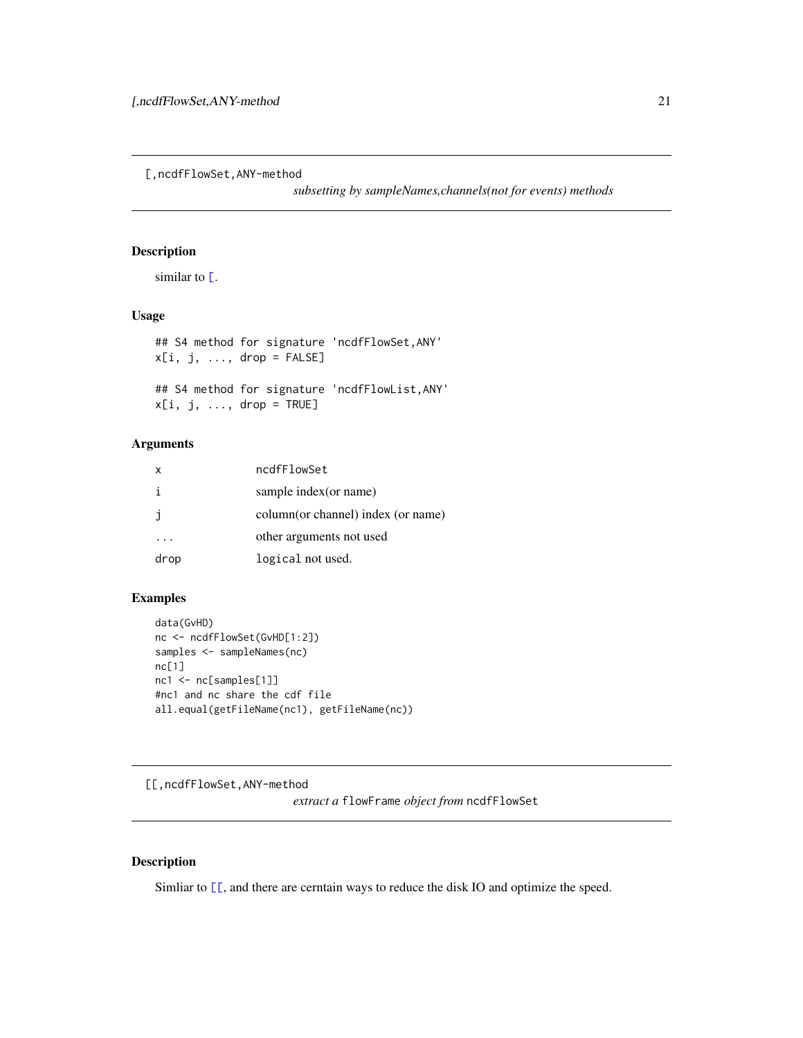## [,ncdfFlowSet,ANY-method

*subsetting by sampleNames,channels(not for events) methods*

### Description

similar to [.

### Usage

```
## S4 method for signature 'ncdfFlowSet,ANY'
x[i, j, ..., drop = FALSE]

## S4 method for signature 'ncdfFlowList,ANY'
x[i, j, ..., drop = TRUE]
```

### Arguments

| | |
|---|---|
| x | ncdfFlowSet |
| i | sample index(or name) |
| j | column(or channel) index (or name) |
| ... | other arguments not used |
| drop | `logical` not used. |

### Examples

```
data(GvHD)
nc <- ncdfFlowSet(GvHD[1:2])
samples <- sampleNames(nc)
nc[1]
nc1 <- nc[samples[1]]
#nc1 and nc share the cdf file
all.equal(getFileName(nc1), getFileName(nc))
```

## [[,ncdfFlowSet,ANY-method

*extract a* `flowFrame` *object from* `ncdfFlowSet`

### Description

Simliar to [[, and there are cerntain ways to reduce the disk IO and optimize the speed.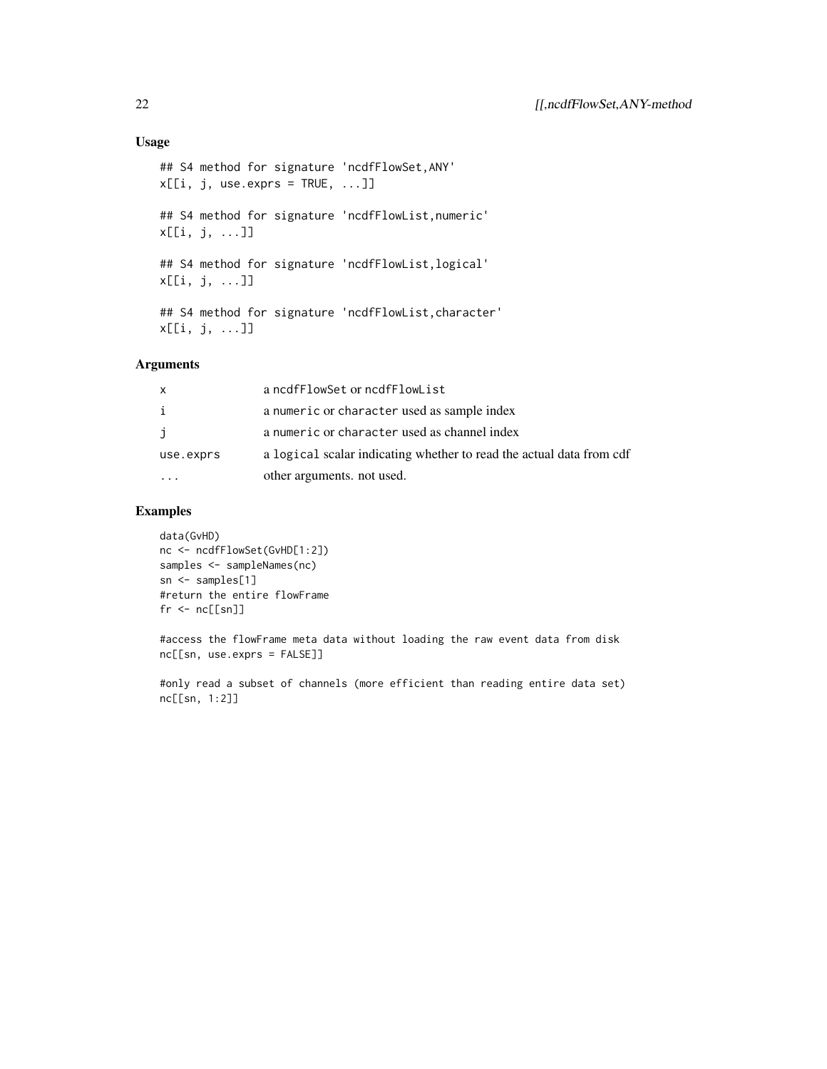## Usage

```
## S4 method for signature 'ncdfFlowSet,ANY'
x[[i, j, use.exprs = TRUE, ...]]

## S4 method for signature 'ncdfFlowList,numeric'
x[[i, j, ...]]

## S4 method for signature 'ncdfFlowList,logical'
x[[i, j, ...]]

## S4 method for signature 'ncdfFlowList,character'
x[[i, j, ...]]
```

## Arguments

| | |
|---|---|
| x | a ncdfFlowSet or ncdfFlowList |
| i | a numeric or character used as sample index |
| j | a numeric or character used as channel index |
| use.exprs | a logical scalar indicating whether to read the actual data from cdf |
| ... | other arguments. not used. |

## Examples

```
data(GvHD)
nc <- ncdfFlowSet(GvHD[1:2])
samples <- sampleNames(nc)
sn <- samples[1]
#return the entire flowFrame
fr <- nc[[sn]]

#access the flowFrame meta data without loading the raw event data from disk
nc[[sn, use.exprs = FALSE]]

#only read a subset of channels (more efficient than reading entire data set)
nc[[sn, 1:2]]
```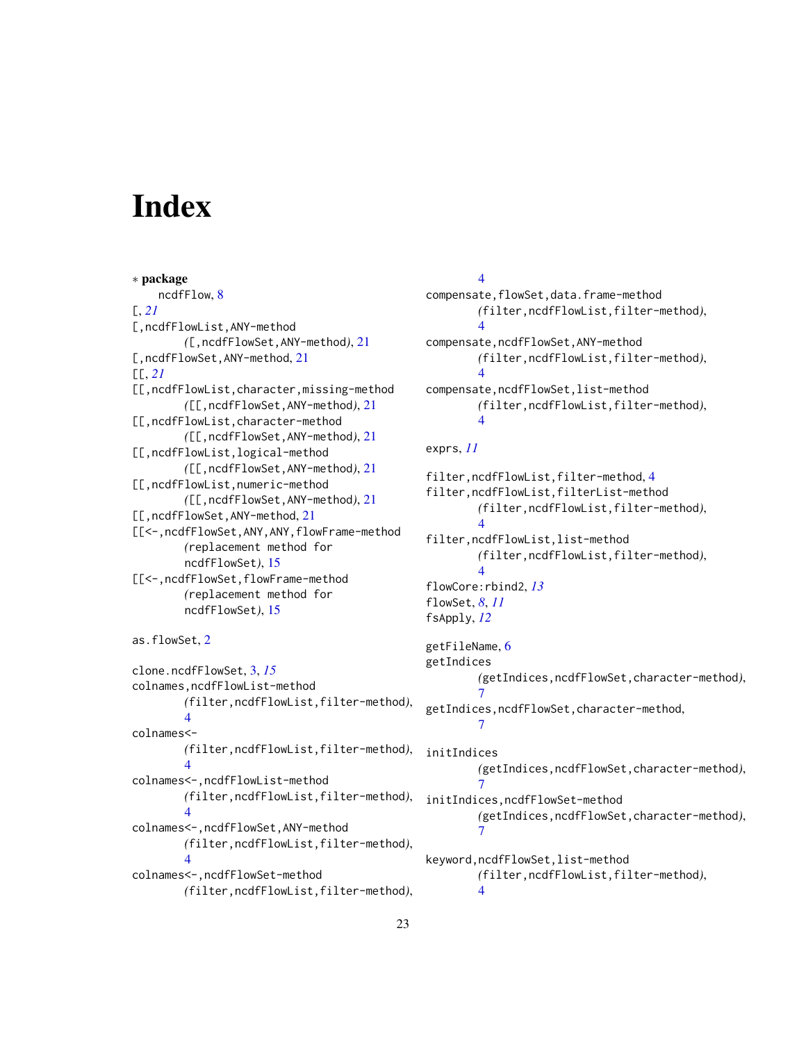# Index

∗ **package**
    ncdfFlow, 8

[, *21*

[,ncdfFlowList,ANY-method
    ([,ncdfFlowSet,ANY-method), 21

[,ncdfFlowSet,ANY-method, 21

[[, *21*

[[,ncdfFlowList,character,missing-method
    ([[,ncdfFlowSet,ANY-method), 21

[[,ncdfFlowList,character-method
    ([[,ncdfFlowSet,ANY-method), 21

[[,ncdfFlowList,logical-method
    ([[,ncdfFlowSet,ANY-method), 21

[[,ncdfFlowList,numeric-method
    ([[,ncdfFlowSet,ANY-method), 21

[[,ncdfFlowSet,ANY-method, 21

[[<-,ncdfFlowSet,ANY,ANY,flowFrame-method
    (replacement method for
    ncdfFlowSet), 15

[[<-,ncdfFlowSet,flowFrame-method
    (replacement method for
    ncdfFlowSet), 15

as.flowSet, 2

clone.ncdfFlowSet, 3, *15*

colnames,ncdfFlowList-method
    (filter,ncdfFlowList,filter-method),
    4

colnames<-
    (filter,ncdfFlowList,filter-method),
    4

colnames<-,ncdfFlowList-method
    (filter,ncdfFlowList,filter-method),
    4

colnames<-,ncdfFlowSet,ANY-method
    (filter,ncdfFlowList,filter-method),
    4

colnames<-,ncdfFlowSet-method
    (filter,ncdfFlowList,filter-method),
    4

compensate,flowSet,data.frame-method
    (filter,ncdfFlowList,filter-method),
    4

compensate,ncdfFlowSet,ANY-method
    (filter,ncdfFlowList,filter-method),
    4

compensate,ncdfFlowSet,list-method
    (filter,ncdfFlowList,filter-method),
    4

exprs, *11*

filter,ncdfFlowList,filter-method, 4

filter,ncdfFlowList,filterList-method
    (filter,ncdfFlowList,filter-method),
    4

filter,ncdfFlowList,list-method
    (filter,ncdfFlowList,filter-method),
    4

flowCore:rbind2, *13*

flowSet, *8*, *11*

fsApply, *12*

getFileName, 6

getIndices
    (getIndices,ncdfFlowSet,character-method),
    7

getIndices,ncdfFlowSet,character-method,
    7

initIndices
    (getIndices,ncdfFlowSet,character-method),
    7

initIndices,ncdfFlowSet-method
    (getIndices,ncdfFlowSet,character-method),
    7

keyword,ncdfFlowSet,list-method
    (filter,ncdfFlowList,filter-method),
    4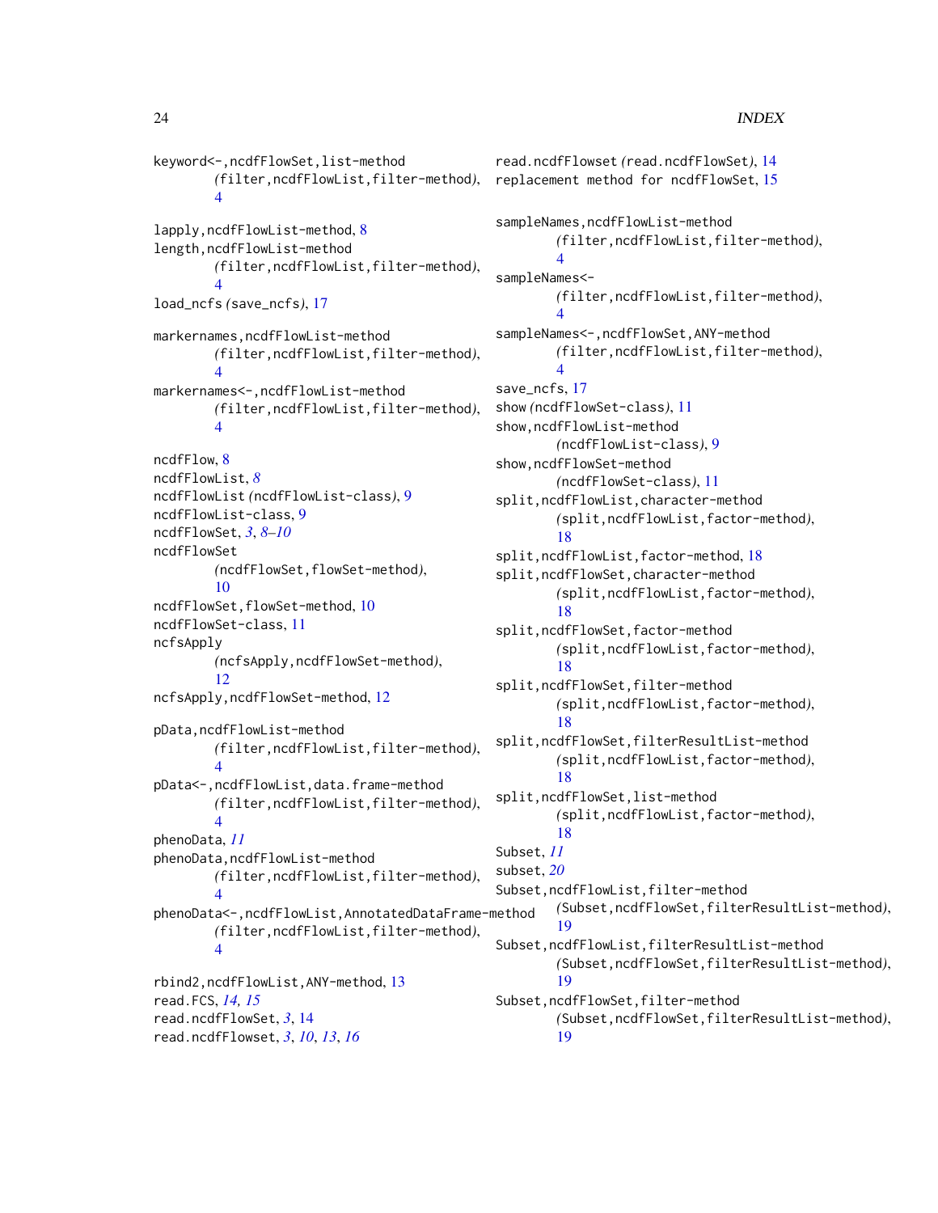keyword<-,ncdfFlowSet,list-method
*(filter,ncdfFlowList,filter-method)*, 4

lapply,ncdfFlowList-method, 8
length,ncdfFlowList-method
*(filter,ncdfFlowList,filter-method)*, 4
load_ncfs *(save_ncfs)*, 17

markernames,ncdfFlowList-method
*(filter,ncdfFlowList,filter-method)*, 4
markernames<-,ncdfFlowList-method
*(filter,ncdfFlowList,filter-method)*, 4

ncdfFlow, 8
ncdfFlowList, *8*
ncdfFlowList *(ncdfFlowList-class)*, 9
ncdfFlowList-class, 9
ncdfFlowSet, *3*, *8–10*
ncdfFlowSet
*(ncdfFlowSet,flowSet-method)*, 10
ncdfFlowSet,flowSet-method, 10
ncdfFlowSet-class, 11
ncfsApply
*(ncfsApply,ncdfFlowSet-method)*, 12
ncfsApply,ncdfFlowSet-method, 12

pData,ncdfFlowList-method
*(filter,ncdfFlowList,filter-method)*, 4
pData<-,ncdfFlowList,data.frame-method
*(filter,ncdfFlowList,filter-method)*, 4
phenoData, *11*
phenoData,ncdfFlowList-method
*(filter,ncdfFlowList,filter-method)*, 4
phenoData<-,ncdfFlowList,AnnotatedDataFrame-method
*(filter,ncdfFlowList,filter-method)*, 4

rbind2,ncdfFlowList,ANY-method, 13
read.FCS, *14*, *15*
read.ncdfFlowSet, *3*, 14
read.ncdfFlowset, *3*, *10*, *13*, *16*
read.ncdfFlowset *(read.ncdfFlowSet)*, 14
replacement method for ncdfFlowSet, 15

sampleNames,ncdfFlowList-method
*(filter,ncdfFlowList,filter-method)*, 4
sampleNames<-
*(filter,ncdfFlowList,filter-method)*, 4
sampleNames<-,ncdfFlowSet,ANY-method
*(filter,ncdfFlowList,filter-method)*, 4
save_ncfs, 17
show *(ncdfFlowSet-class)*, 11
show,ncdfFlowList-method
*(ncdfFlowList-class)*, 9
show,ncdfFlowSet-method
*(ncdfFlowSet-class)*, 11
split,ncdfFlowList,character-method
*(split,ncdfFlowList,factor-method)*, 18
split,ncdfFlowList,factor-method, 18
split,ncdfFlowSet,character-method
*(split,ncdfFlowList,factor-method)*, 18
split,ncdfFlowSet,factor-method
*(split,ncdfFlowList,factor-method)*, 18
split,ncdfFlowSet,filter-method
*(split,ncdfFlowList,factor-method)*, 18
split,ncdfFlowSet,filterResultList-method
*(split,ncdfFlowList,factor-method)*, 18
split,ncdfFlowSet,list-method
*(split,ncdfFlowList,factor-method)*, 18
Subset, *11*
subset, *20*
Subset,ncdfFlowList,filter-method
*(Subset,ncdfFlowSet,filterResultList-method)*, 19
Subset,ncdfFlowList,filterResultList-method
*(Subset,ncdfFlowSet,filterResultList-method)*, 19
Subset,ncdfFlowSet,filter-method
*(Subset,ncdfFlowSet,filterResultList-method)*, 19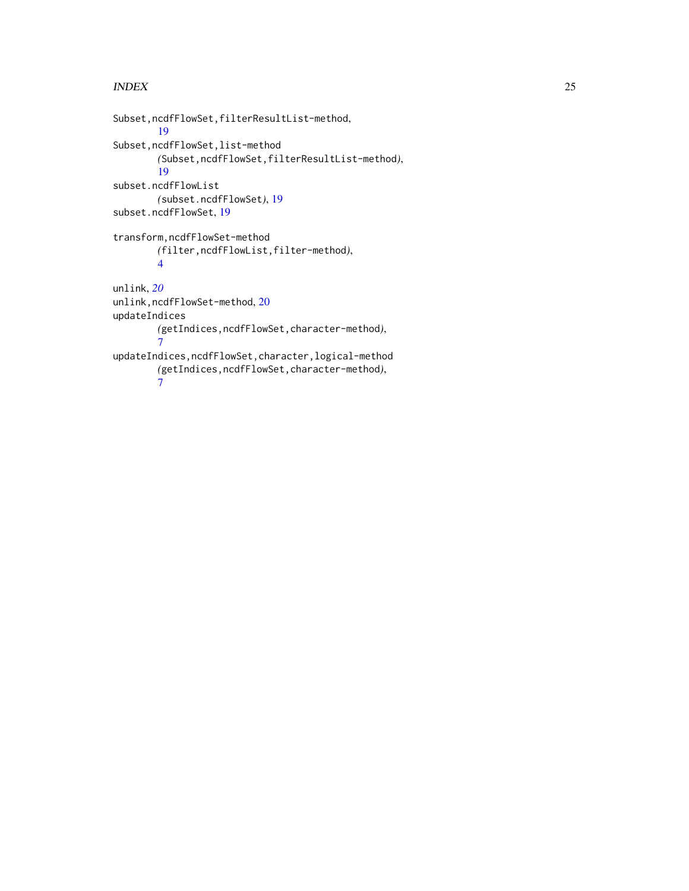Subset,ncdfFlowSet,filterResultList-method, 19
Subset,ncdfFlowSet,list-method
    (Subset,ncdfFlowSet,filterResultList-method), 19
subset.ncdfFlowList
    (subset.ncdfFlowSet), 19
subset.ncdfFlowSet, 19

transform,ncdfFlowSet-method
    (filter,ncdfFlowList,filter-method), 4

unlink, *20*
unlink,ncdfFlowSet-method, 20
updateIndices
    (getIndices,ncdfFlowSet,character-method), 7
updateIndices,ncdfFlowSet,character,logical-method
    (getIndices,ncdfFlowSet,character-method), 7